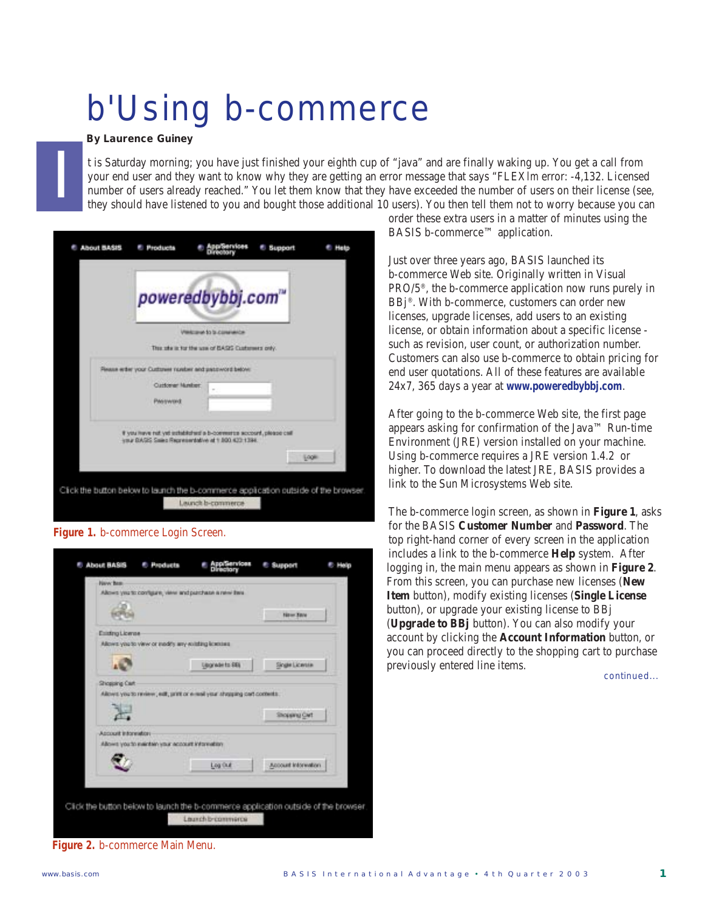# b'Using b-commerce

**By Laurence Guiney**

It is Saturday morning; you have just finished your eighth cup of "java" and are finally waking up. You get a call from your end user and they want to know why they are getting an error message that says "FLEXlm error: -4,132. Licensed number of users already reached." You let them know that they have exceeded the number of users on their license (see, they should have listened to you and bought those additional 10 users). You then tell them not to worry because you can order these extra users in a matter of minutes using the BASIS b-commerce™ application.

Figure 1. b-commerce Login Screen.

Figure 2. b-commerce Main Menu.

Just over three years ago, BASIS launched its b-commerce Web site. Originally written in Visual PRO/5®, the b-commerce application now runs purely in BBj®. With b-commerce, customers can order new licenses, upgrade licenses, add users to an existing license, or obtain information about a specific license - such as revision, user count, or authorization number. Customers can also use b-commerce to obtain pricing for end user quotations. All of these features are available 24x7, 365 days a year at **www.poweredbybbj.com**.

After going to the b-commerce Web site, the first page appears asking for confirmation of the Java™ Run-time Environment (JRE) version installed on your machine. Using b-commerce requires a JRE version 1.4.2 or higher. To download the latest JRE, BASIS provides a link to the Sun Microsystems Web site.

The b-commerce login screen, as shown in **Figure 1**, asks for the BASIS **Customer Number** and **Password**. The top right-hand corner of every screen in the application includes a link to the b-commerce **Help** system. After logging in, the main menu appears as shown in **Figure 2**. From this screen, you can purchase new licenses (**New Item** button), modify existing licenses (**Single License** button), or upgrade your existing license to BBj (**Upgrade to BBj** button). You can also modify your account by clicking the **Account Information** button, or you can proceed directly to the shopping cart to purchase previously entered line items.

continued...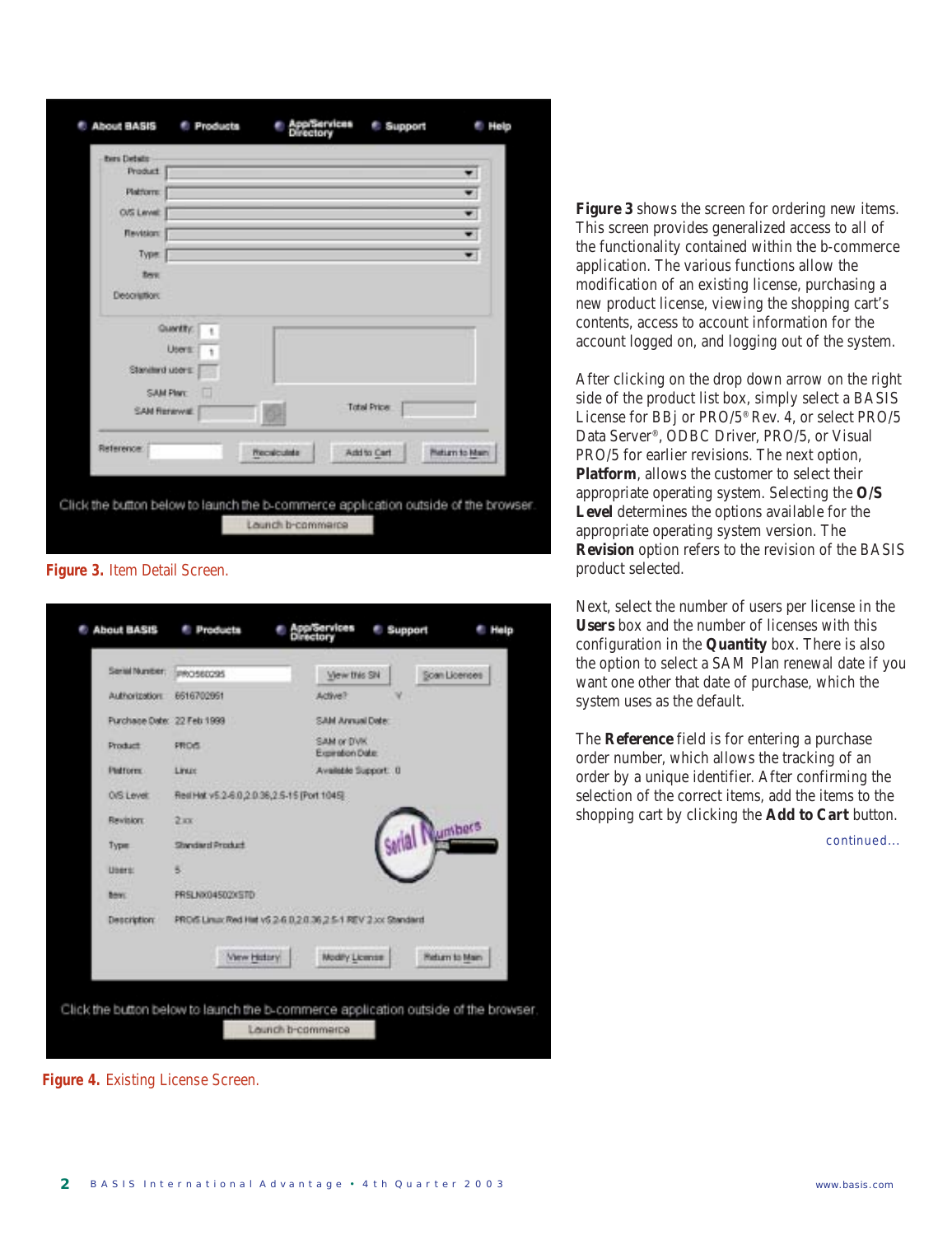Figure 3. Item Detail Screen.

Figure 4. Existing License Screen.

**Figure 3** shows the screen for ordering new items. This screen provides generalized access to all of the functionality contained within the b-commerce application. The various functions allow the modification of an existing license, purchasing a new product license, viewing the shopping cart's contents, access to account information for the account logged on, and logging out of the system.

After clicking on the drop down arrow on the right side of the product list box, simply select a BASIS License for BBj or PRO/5® Rev. 4, or select PRO/5 Data Server®, ODBC Driver, PRO/5, or Visual PRO/5 for earlier revisions. The next option, **Platform**, allows the customer to select their appropriate operating system. Selecting the **O/S Level** determines the options available for the appropriate operating system version. The **Revision** option refers to the revision of the BASIS product selected.

Next, select the number of users per license in the **Users** box and the number of licenses with this configuration in the **Quantity** box. There is also the option to select a SAM Plan renewal date if you want one other that date of purchase, which the system uses as the default.

The **Reference** field is for entering a purchase order number, which allows the tracking of an order by a unique identifier. After confirming the selection of the correct items, add the items to the shopping cart by clicking the **Add to Cart** button.

continued...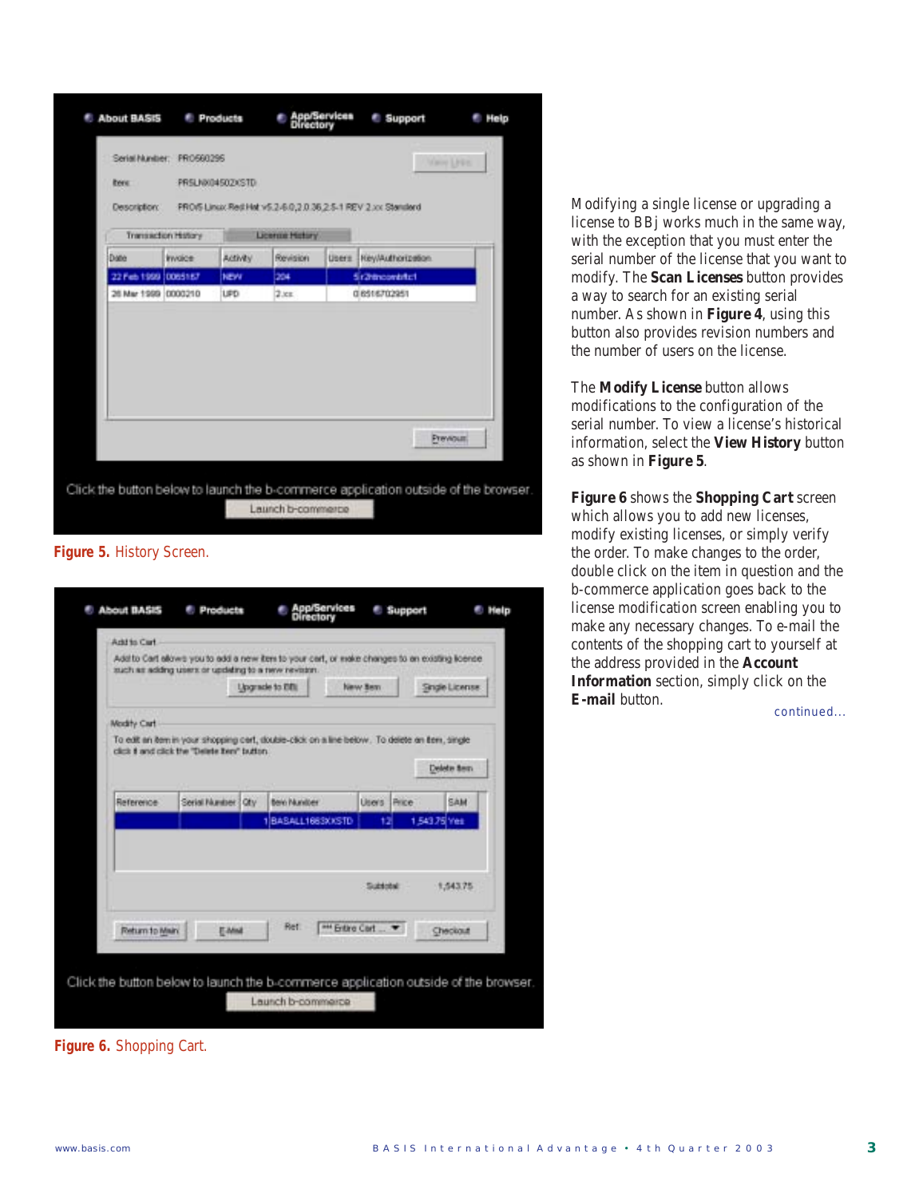Figure 5. History Screen.

Figure 6. Shopping Cart.

Modifying a single license or upgrading a license to BBj works much in the same way, with the exception that you must enter the serial number of the license that you want to modify. The **Scan Licenses** button provides a way to search for an existing serial number. As shown in **Figure 4**, using this button also provides revision numbers and the number of users on the license.

The **Modify License** button allows modifications to the configuration of the serial number. To view a license's historical information, select the **View History** button as shown in **Figure 5**.

**Figure 6** shows the **Shopping Cart** screen which allows you to add new licenses, modify existing licenses, or simply verify the order. To make changes to the order, double click on the item in question and the b-commerce application goes back to the license modification screen enabling you to make any necessary changes. To e-mail the contents of the shopping cart to yourself at the address provided in the **Account Information** section, simply click on the **E-mail** button.

continued...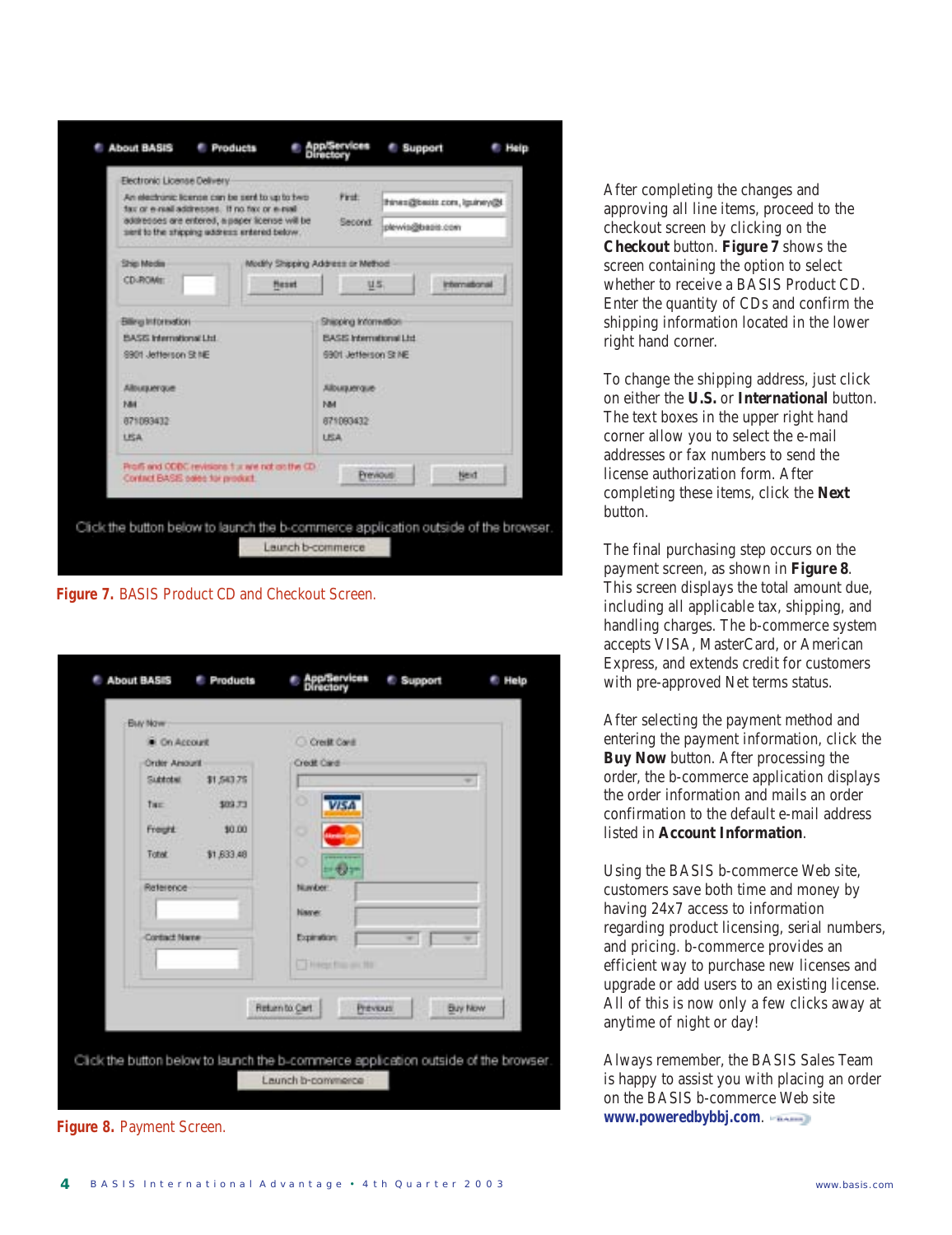Figure 7. BASIS Product CD and Checkout Screen.

Figure 8. Payment Screen.

After completing the changes and approving all line items, proceed to the checkout screen by clicking on the **Checkout** button. **Figure 7** shows the screen containing the option to select whether to receive a BASIS Product CD. Enter the quantity of CDs and confirm the shipping information located in the lower right hand corner.

To change the shipping address, just click on either the **U.S.** or **International** button. The text boxes in the upper right hand corner allow you to select the e-mail addresses or fax numbers to send the license authorization form. After completing these items, click the **Next** button.

The final purchasing step occurs on the payment screen, as shown in **Figure 8**. This screen displays the total amount due, including all applicable tax, shipping, and handling charges. The b-commerce system accepts VISA, MasterCard, or American Express, and extends credit for customers with pre-approved Net terms status.

After selecting the payment method and entering the payment information, click the **Buy Now** button. After processing the order, the b-commerce application displays the order information and mails an order confirmation to the default e-mail address listed in **Account Information**.

Using the BASIS b-commerce Web site, customers save both time and money by having 24x7 access to information regarding product licensing, serial numbers, and pricing. b-commerce provides an efficient way to purchase new licenses and upgrade or add users to an existing license. All of this is now only a few clicks away at anytime of night or day!

Always remember, the BASIS Sales Team is happy to assist you with placing an order on the BASIS b-commerce Web site **www.poweredbybbj.com**.